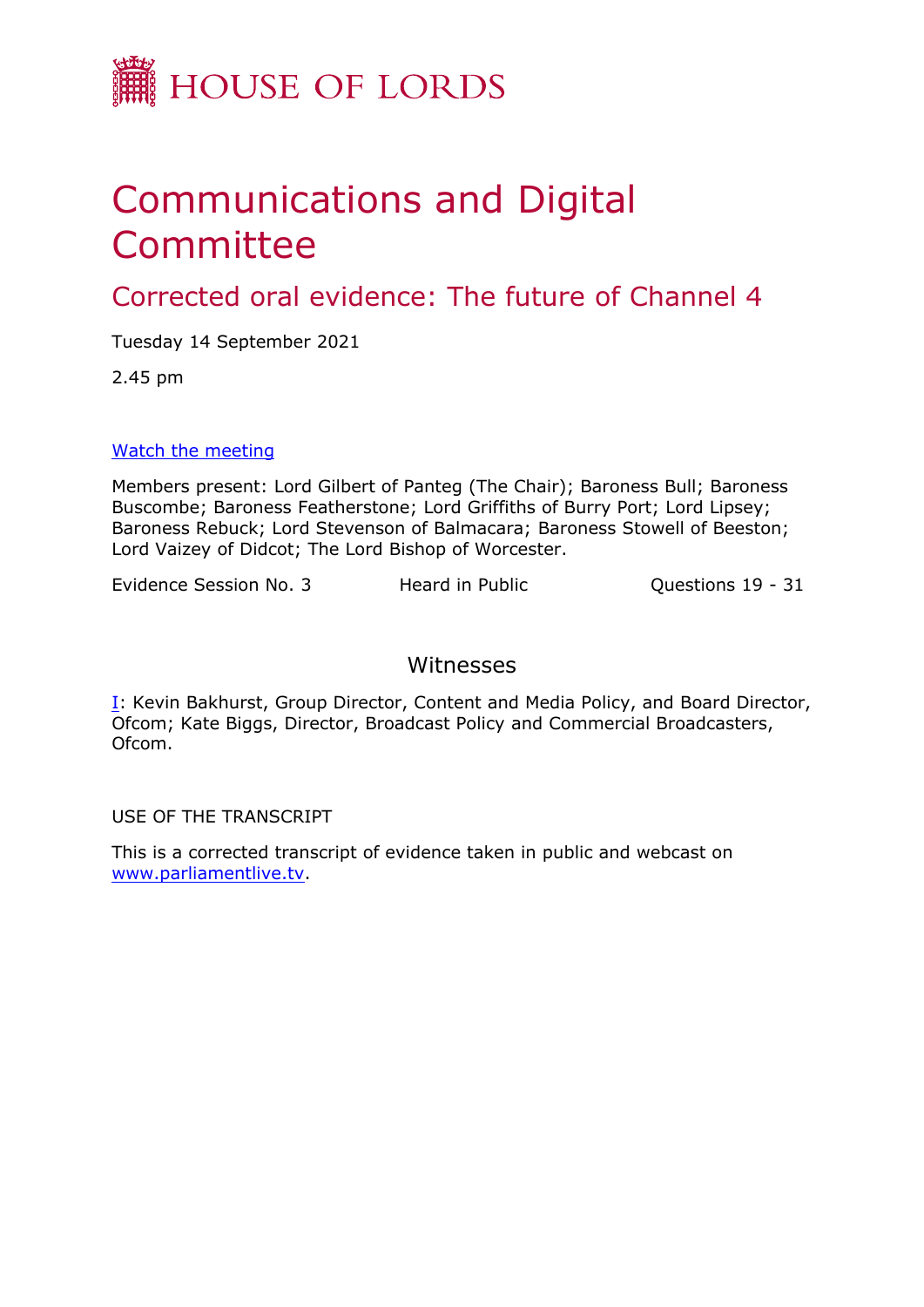HOUSE OF LORDS

# Communications and Digital Committee

## Corrected oral evidence: The future of Channel 4

Tuesday 14 September 2021

2.45 pm

[Watch the meeting](#)

Members present: Lord Gilbert of Panteg (The Chair); Baroness Bull; Baroness Buscombe; Baroness Featherstone; Lord Griffiths of Burry Port; Lord Lipsey; Baroness Rebuck; Lord Stevenson of Balmacara; Baroness Stowell of Beeston; Lord Vaizey of Didcot; The Lord Bishop of Worcester.

Evidence Session No. 3 | Heard in Public | Questions 19 - 31

### Witnesses

I: Kevin Bakhurst, Group Director, Content and Media Policy, and Board Director, Ofcom; Kate Biggs, Director, Broadcast Policy and Commercial Broadcasters, Ofcom.

USE OF THE TRANSCRIPT

This is a corrected transcript of evidence taken in public and webcast on www.parliamentlive.tv.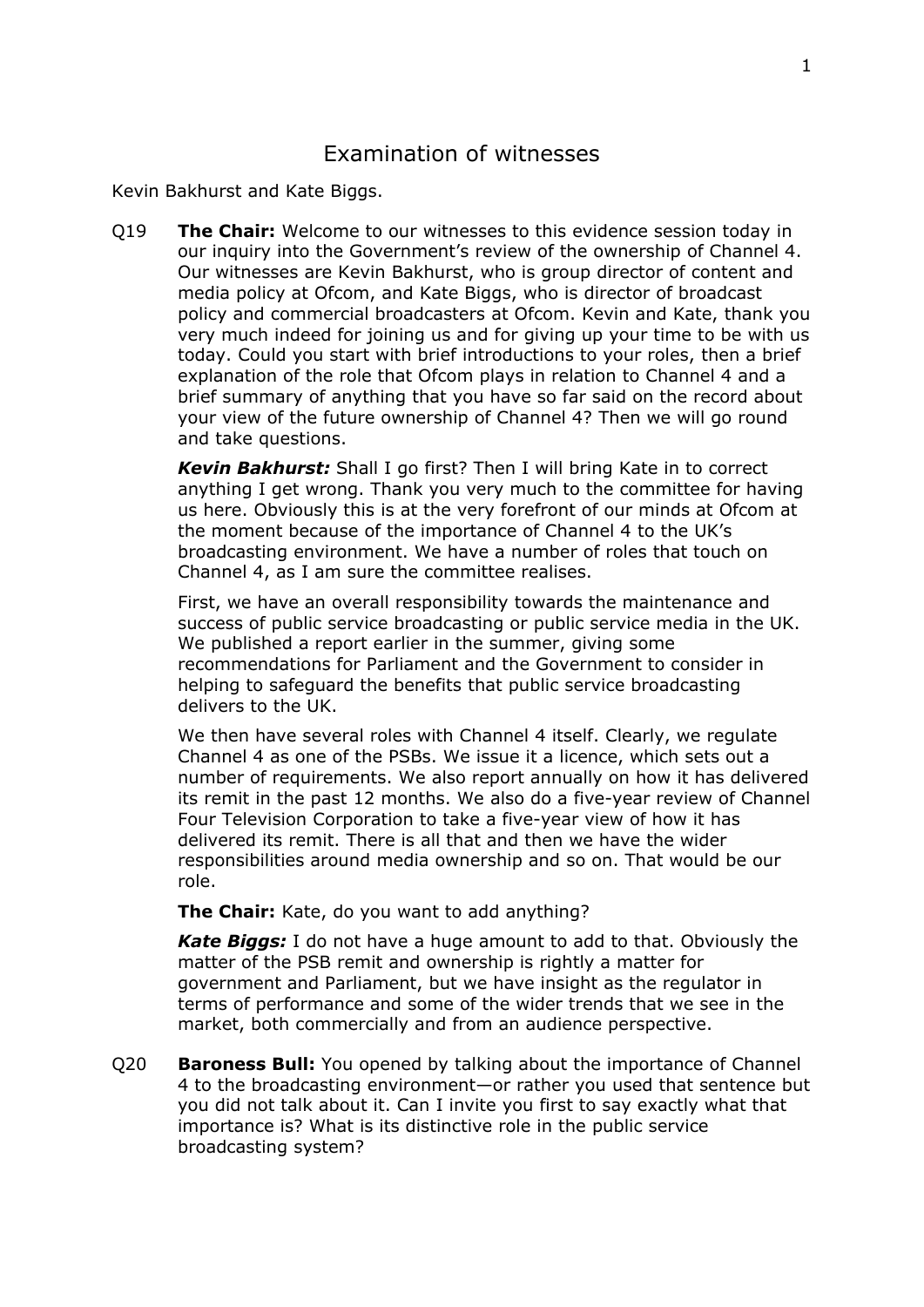# Examination of witnesses

Kevin Bakhurst and Kate Biggs.

Q19 **The Chair:** Welcome to our witnesses to this evidence session today in our inquiry into the Government's review of the ownership of Channel 4. Our witnesses are Kevin Bakhurst, who is group director of content and media policy at Ofcom, and Kate Biggs, who is director of broadcast policy and commercial broadcasters at Ofcom. Kevin and Kate, thank you very much indeed for joining us and for giving up your time to be with us today. Could you start with brief introductions to your roles, then a brief explanation of the role that Ofcom plays in relation to Channel 4 and a brief summary of anything that you have so far said on the record about your view of the future ownership of Channel 4? Then we will go round and take questions.

***Kevin Bakhurst:*** Shall I go first? Then I will bring Kate in to correct anything I get wrong. Thank you very much to the committee for having us here. Obviously this is at the very forefront of our minds at Ofcom at the moment because of the importance of Channel 4 to the UK's broadcasting environment. We have a number of roles that touch on Channel 4, as I am sure the committee realises.

First, we have an overall responsibility towards the maintenance and success of public service broadcasting or public service media in the UK. We published a report earlier in the summer, giving some recommendations for Parliament and the Government to consider in helping to safeguard the benefits that public service broadcasting delivers to the UK.

We then have several roles with Channel 4 itself. Clearly, we regulate Channel 4 as one of the PSBs. We issue it a licence, which sets out a number of requirements. We also report annually on how it has delivered its remit in the past 12 months. We also do a five-year review of Channel Four Television Corporation to take a five-year view of how it has delivered its remit. There is all that and then we have the wider responsibilities around media ownership and so on. That would be our role.

**The Chair:** Kate, do you want to add anything?

***Kate Biggs:*** I do not have a huge amount to add to that. Obviously the matter of the PSB remit and ownership is rightly a matter for government and Parliament, but we have insight as the regulator in terms of performance and some of the wider trends that we see in the market, both commercially and from an audience perspective.

Q20 **Baroness Bull:** You opened by talking about the importance of Channel 4 to the broadcasting environment—or rather you used that sentence but you did not talk about it. Can I invite you first to say exactly what that importance is? What is its distinctive role in the public service broadcasting system?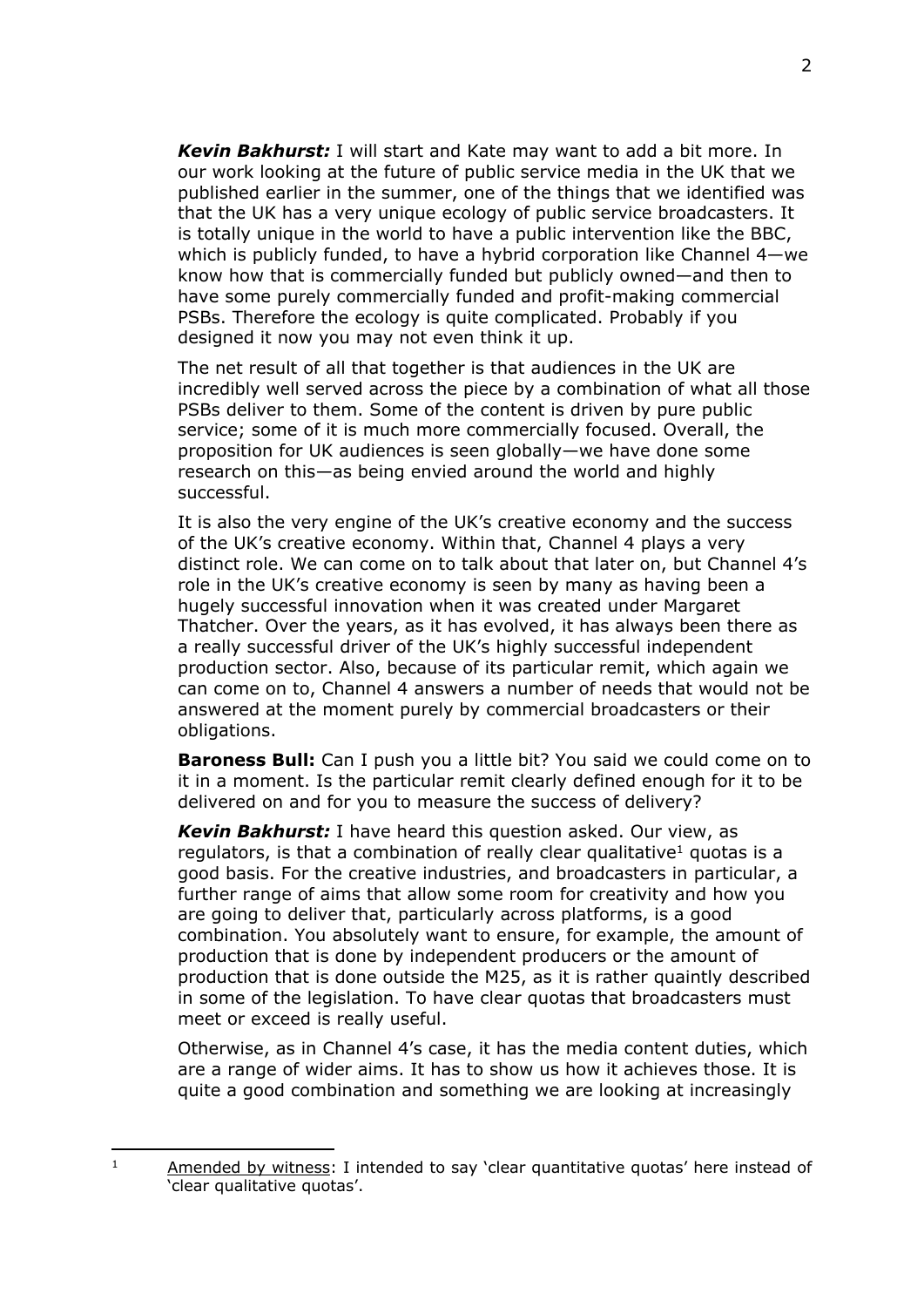***Kevin Bakhurst:*** I will start and Kate may want to add a bit more. In our work looking at the future of public service media in the UK that we published earlier in the summer, one of the things that we identified was that the UK has a very unique ecology of public service broadcasters. It is totally unique in the world to have a public intervention like the BBC, which is publicly funded, to have a hybrid corporation like Channel 4—we know how that is commercially funded but publicly owned—and then to have some purely commercially funded and profit-making commercial PSBs. Therefore the ecology is quite complicated. Probably if you designed it now you may not even think it up.

The net result of all that together is that audiences in the UK are incredibly well served across the piece by a combination of what all those PSBs deliver to them. Some of the content is driven by pure public service; some of it is much more commercially focused. Overall, the proposition for UK audiences is seen globally—we have done some research on this—as being envied around the world and highly successful.

It is also the very engine of the UK's creative economy and the success of the UK's creative economy. Within that, Channel 4 plays a very distinct role. We can come on to talk about that later on, but Channel 4's role in the UK's creative economy is seen by many as having been a hugely successful innovation when it was created under Margaret Thatcher. Over the years, as it has evolved, it has always been there as a really successful driver of the UK's highly successful independent production sector. Also, because of its particular remit, which again we can come on to, Channel 4 answers a number of needs that would not be answered at the moment purely by commercial broadcasters or their obligations.

**Baroness Bull:** Can I push you a little bit? You said we could come on to it in a moment. Is the particular remit clearly defined enough for it to be delivered on and for you to measure the success of delivery?

***Kevin Bakhurst:*** I have heard this question asked. Our view, as regulators, is that a combination of really clear qualitative[1] quotas is a good basis. For the creative industries, and broadcasters in particular, a further range of aims that allow some room for creativity and how you are going to deliver that, particularly across platforms, is a good combination. You absolutely want to ensure, for example, the amount of production that is done by independent producers or the amount of production that is done outside the M25, as it is rather quaintly described in some of the legislation. To have clear quotas that broadcasters must meet or exceed is really useful.

Otherwise, as in Channel 4's case, it has the media content duties, which are a range of wider aims. It has to show us how it achieves those. It is quite a good combination and something we are looking at increasingly

---

[1] Amended by witness: I intended to say 'clear quantitative quotas' here instead of 'clear qualitative quotas'.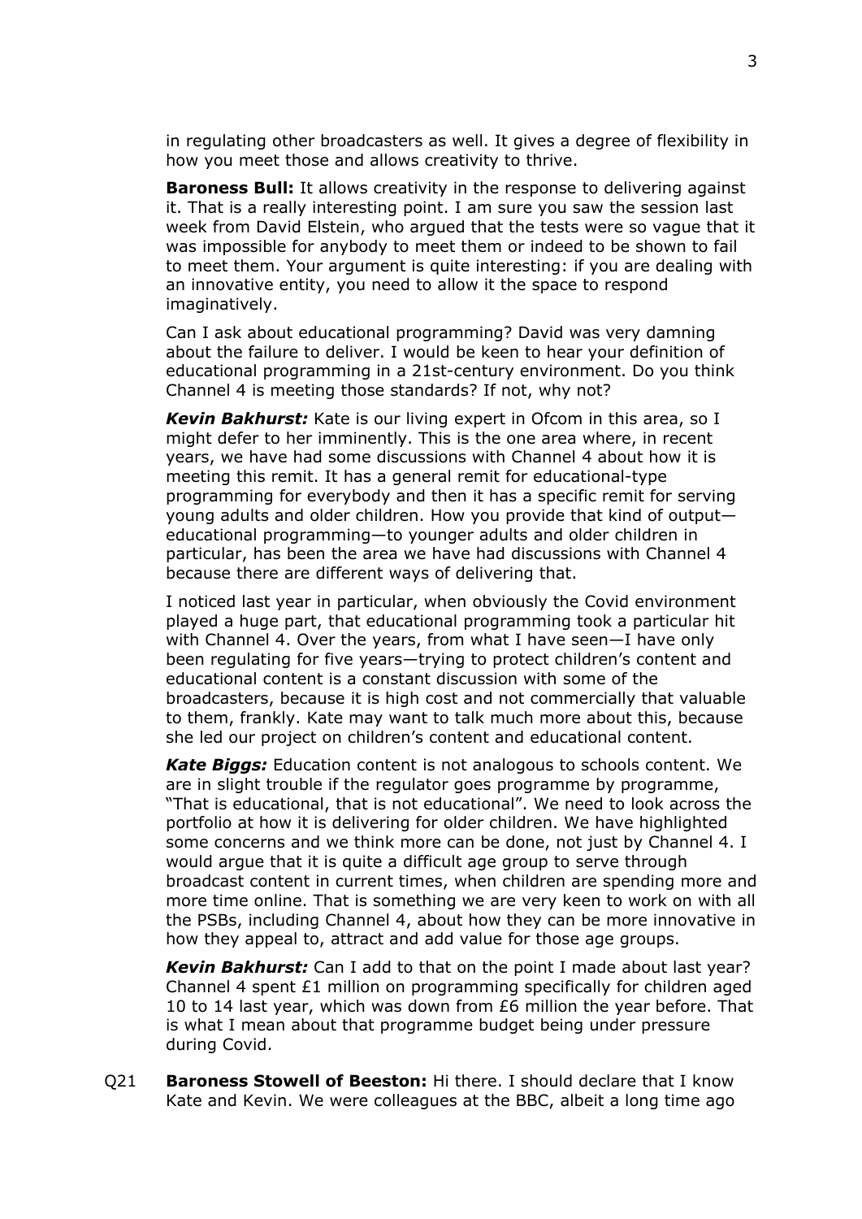in regulating other broadcasters as well. It gives a degree of flexibility in how you meet those and allows creativity to thrive.

**Baroness Bull:** It allows creativity in the response to delivering against it. That is a really interesting point. I am sure you saw the session last week from David Elstein, who argued that the tests were so vague that it was impossible for anybody to meet them or indeed to be shown to fail to meet them. Your argument is quite interesting: if you are dealing with an innovative entity, you need to allow it the space to respond imaginatively.

Can I ask about educational programming? David was very damning about the failure to deliver. I would be keen to hear your definition of educational programming in a 21st-century environment. Do you think Channel 4 is meeting those standards? If not, why not?

***Kevin Bakhurst:*** Kate is our living expert in Ofcom in this area, so I might defer to her imminently. This is the one area where, in recent years, we have had some discussions with Channel 4 about how it is meeting this remit. It has a general remit for educational-type programming for everybody and then it has a specific remit for serving young adults and older children. How you provide that kind of output—educational programming—to younger adults and older children in particular, has been the area we have had discussions with Channel 4 because there are different ways of delivering that.

I noticed last year in particular, when obviously the Covid environment played a huge part, that educational programming took a particular hit with Channel 4. Over the years, from what I have seen—I have only been regulating for five years—trying to protect children's content and educational content is a constant discussion with some of the broadcasters, because it is high cost and not commercially that valuable to them, frankly. Kate may want to talk much more about this, because she led our project on children's content and educational content.

***Kate Biggs:*** Education content is not analogous to schools content. We are in slight trouble if the regulator goes programme by programme, "That is educational, that is not educational". We need to look across the portfolio at how it is delivering for older children. We have highlighted some concerns and we think more can be done, not just by Channel 4. I would argue that it is quite a difficult age group to serve through broadcast content in current times, when children are spending more and more time online. That is something we are very keen to work on with all the PSBs, including Channel 4, about how they can be more innovative in how they appeal to, attract and add value for those age groups.

***Kevin Bakhurst:*** Can I add to that on the point I made about last year? Channel 4 spent £1 million on programming specifically for children aged 10 to 14 last year, which was down from £6 million the year before. That is what I mean about that programme budget being under pressure during Covid.

Q21 **Baroness Stowell of Beeston:** Hi there. I should declare that I know Kate and Kevin. We were colleagues at the BBC, albeit a long time ago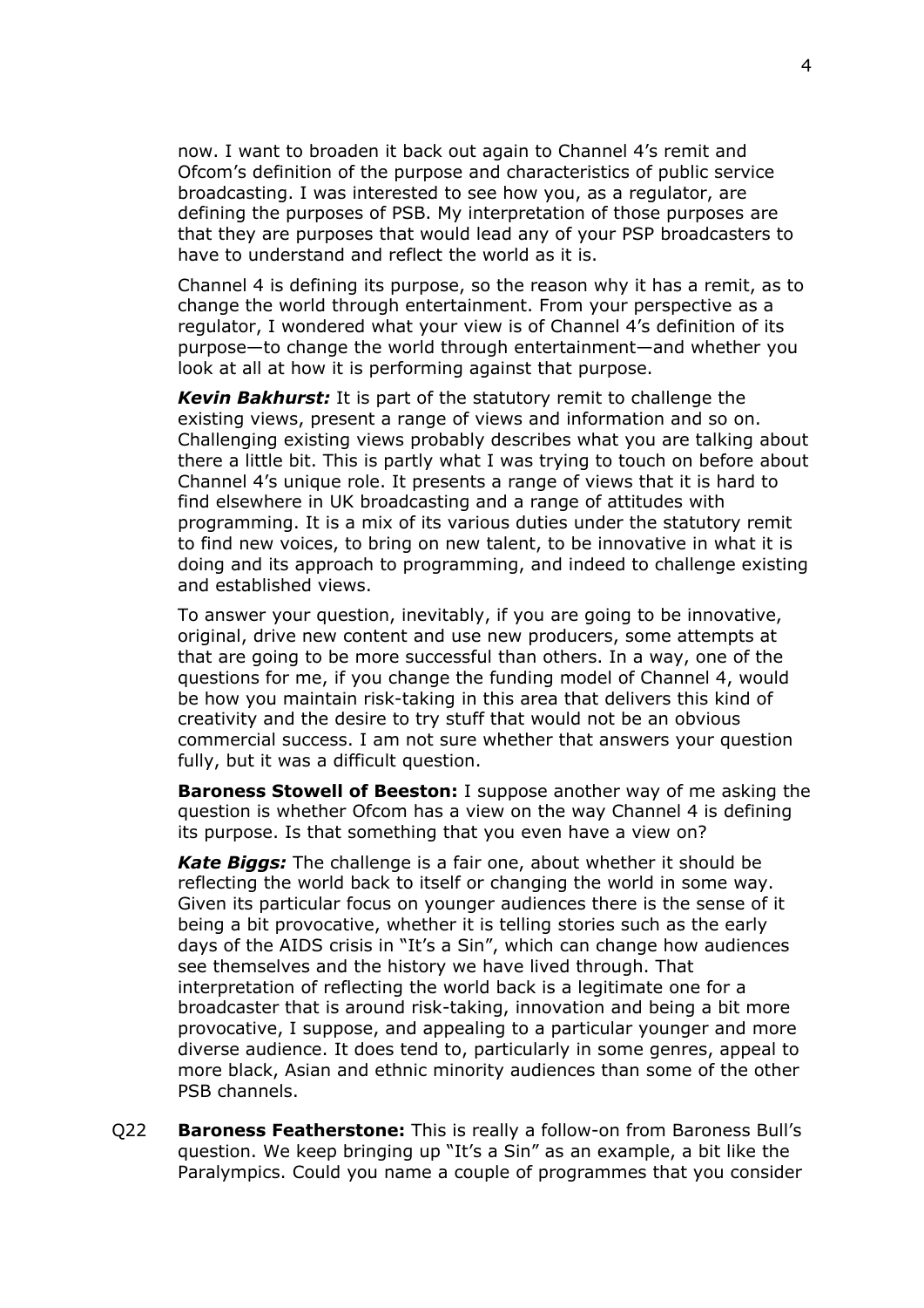now. I want to broaden it back out again to Channel 4's remit and Ofcom's definition of the purpose and characteristics of public service broadcasting. I was interested to see how you, as a regulator, are defining the purposes of PSB. My interpretation of those purposes are that they are purposes that would lead any of your PSP broadcasters to have to understand and reflect the world as it is.

Channel 4 is defining its purpose, so the reason why it has a remit, as to change the world through entertainment. From your perspective as a regulator, I wondered what your view is of Channel 4's definition of its purpose—to change the world through entertainment—and whether you look at all at how it is performing against that purpose.

***Kevin Bakhurst:*** It is part of the statutory remit to challenge the existing views, present a range of views and information and so on. Challenging existing views probably describes what you are talking about there a little bit. This is partly what I was trying to touch on before about Channel 4's unique role. It presents a range of views that it is hard to find elsewhere in UK broadcasting and a range of attitudes with programming. It is a mix of its various duties under the statutory remit to find new voices, to bring on new talent, to be innovative in what it is doing and its approach to programming, and indeed to challenge existing and established views.

To answer your question, inevitably, if you are going to be innovative, original, drive new content and use new producers, some attempts at that are going to be more successful than others. In a way, one of the questions for me, if you change the funding model of Channel 4, would be how you maintain risk-taking in this area that delivers this kind of creativity and the desire to try stuff that would not be an obvious commercial success. I am not sure whether that answers your question fully, but it was a difficult question.

**Baroness Stowell of Beeston:** I suppose another way of me asking the question is whether Ofcom has a view on the way Channel 4 is defining its purpose. Is that something that you even have a view on?

***Kate Biggs:*** The challenge is a fair one, about whether it should be reflecting the world back to itself or changing the world in some way. Given its particular focus on younger audiences there is the sense of it being a bit provocative, whether it is telling stories such as the early days of the AIDS crisis in "It's a Sin", which can change how audiences see themselves and the history we have lived through. That interpretation of reflecting the world back is a legitimate one for a broadcaster that is around risk-taking, innovation and being a bit more provocative, I suppose, and appealing to a particular younger and more diverse audience. It does tend to, particularly in some genres, appeal to more black, Asian and ethnic minority audiences than some of the other PSB channels.

Q22 **Baroness Featherstone:** This is really a follow-on from Baroness Bull's question. We keep bringing up "It's a Sin" as an example, a bit like the Paralympics. Could you name a couple of programmes that you consider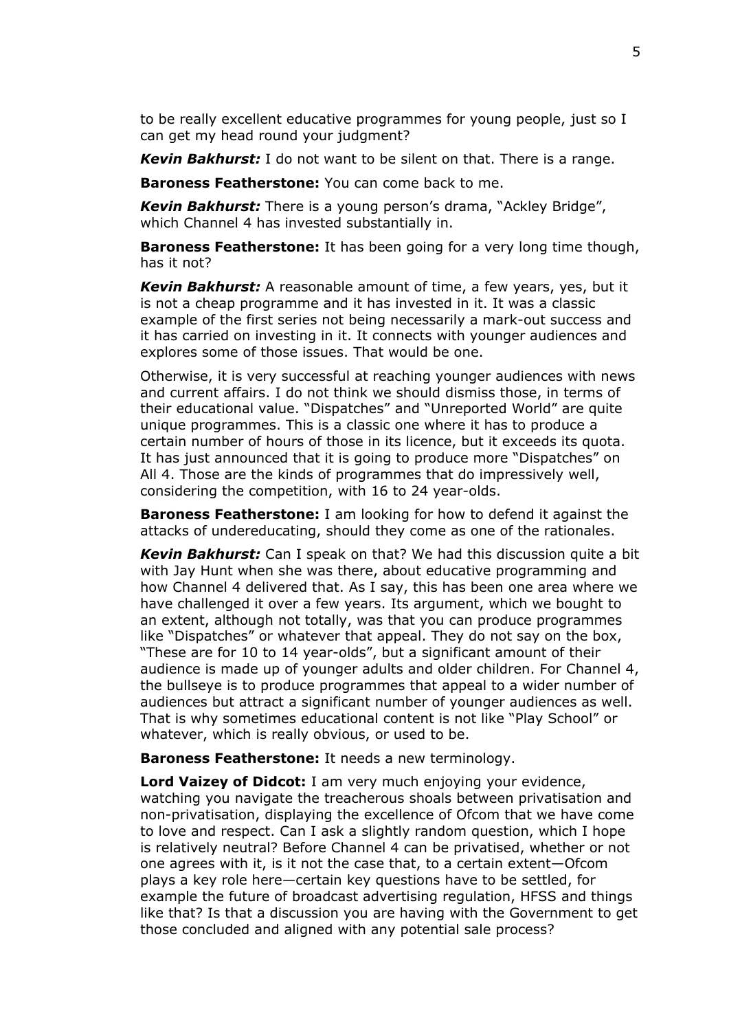to be really excellent educative programmes for young people, just so I can get my head round your judgment?

***Kevin Bakhurst:*** I do not want to be silent on that. There is a range.

**Baroness Featherstone:** You can come back to me.

***Kevin Bakhurst:*** There is a young person's drama, "Ackley Bridge", which Channel 4 has invested substantially in.

**Baroness Featherstone:** It has been going for a very long time though, has it not?

***Kevin Bakhurst:*** A reasonable amount of time, a few years, yes, but it is not a cheap programme and it has invested in it. It was a classic example of the first series not being necessarily a mark-out success and it has carried on investing in it. It connects with younger audiences and explores some of those issues. That would be one.

Otherwise, it is very successful at reaching younger audiences with news and current affairs. I do not think we should dismiss those, in terms of their educational value. "Dispatches" and "Unreported World" are quite unique programmes. This is a classic one where it has to produce a certain number of hours of those in its licence, but it exceeds its quota. It has just announced that it is going to produce more "Dispatches" on All 4. Those are the kinds of programmes that do impressively well, considering the competition, with 16 to 24 year-olds.

**Baroness Featherstone:** I am looking for how to defend it against the attacks of undereducating, should they come as one of the rationales.

***Kevin Bakhurst:*** Can I speak on that? We had this discussion quite a bit with Jay Hunt when she was there, about educative programming and how Channel 4 delivered that. As I say, this has been one area where we have challenged it over a few years. Its argument, which we bought to an extent, although not totally, was that you can produce programmes like "Dispatches" or whatever that appeal. They do not say on the box, "These are for 10 to 14 year-olds", but a significant amount of their audience is made up of younger adults and older children. For Channel 4, the bullseye is to produce programmes that appeal to a wider number of audiences but attract a significant number of younger audiences as well. That is why sometimes educational content is not like "Play School" or whatever, which is really obvious, or used to be.

**Baroness Featherstone:** It needs a new terminology.

**Lord Vaizey of Didcot:** I am very much enjoying your evidence, watching you navigate the treacherous shoals between privatisation and non-privatisation, displaying the excellence of Ofcom that we have come to love and respect. Can I ask a slightly random question, which I hope is relatively neutral? Before Channel 4 can be privatised, whether or not one agrees with it, is it not the case that, to a certain extent—Ofcom plays a key role here—certain key questions have to be settled, for example the future of broadcast advertising regulation, HFSS and things like that? Is that a discussion you are having with the Government to get those concluded and aligned with any potential sale process?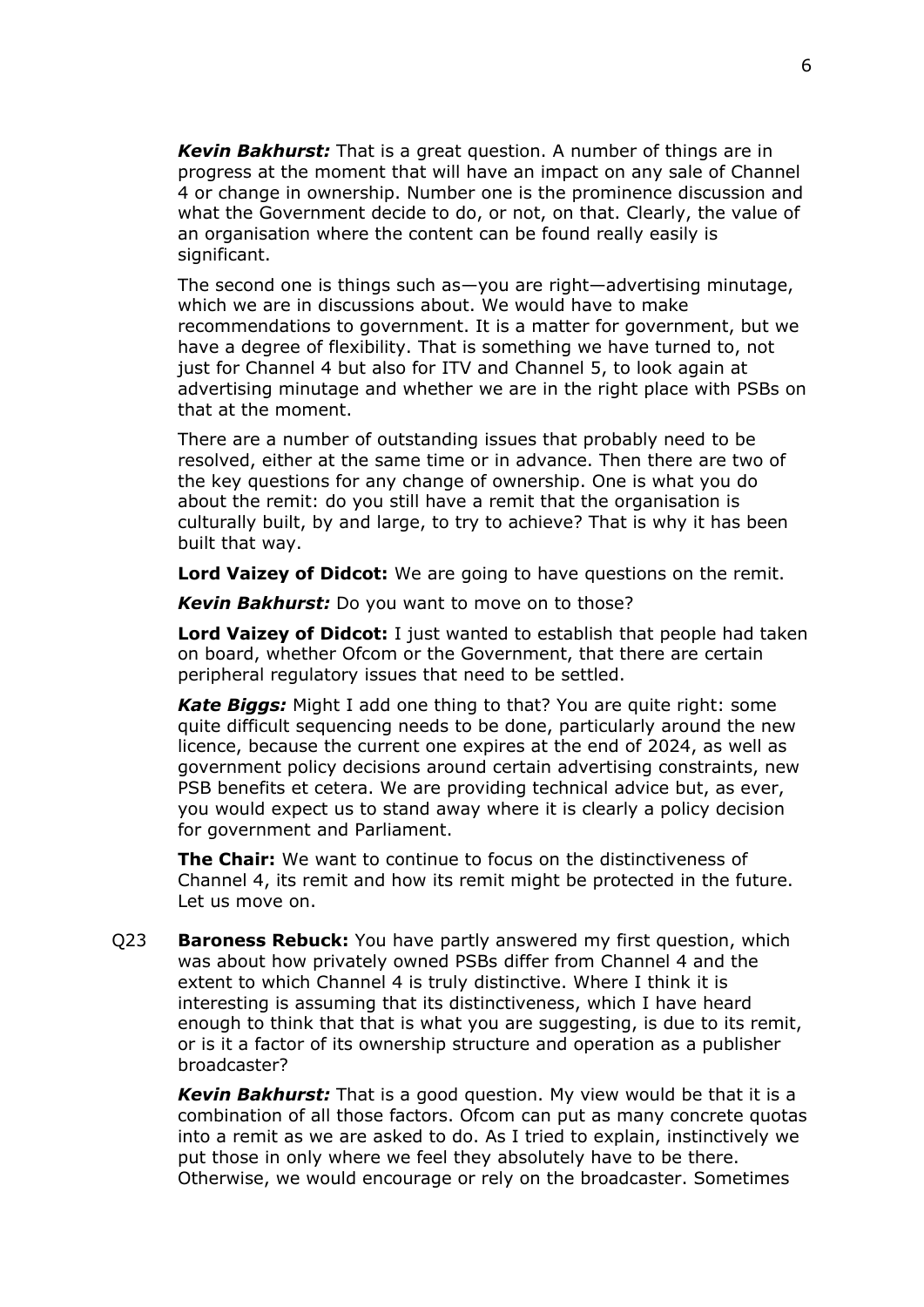***Kevin Bakhurst:*** That is a great question. A number of things are in progress at the moment that will have an impact on any sale of Channel 4 or change in ownership. Number one is the prominence discussion and what the Government decide to do, or not, on that. Clearly, the value of an organisation where the content can be found really easily is significant.

The second one is things such as—you are right—advertising minutage, which we are in discussions about. We would have to make recommendations to government. It is a matter for government, but we have a degree of flexibility. That is something we have turned to, not just for Channel 4 but also for ITV and Channel 5, to look again at advertising minutage and whether we are in the right place with PSBs on that at the moment.

There are a number of outstanding issues that probably need to be resolved, either at the same time or in advance. Then there are two of the key questions for any change of ownership. One is what you do about the remit: do you still have a remit that the organisation is culturally built, by and large, to try to achieve? That is why it has been built that way.

**Lord Vaizey of Didcot:** We are going to have questions on the remit.

***Kevin Bakhurst:*** Do you want to move on to those?

**Lord Vaizey of Didcot:** I just wanted to establish that people had taken on board, whether Ofcom or the Government, that there are certain peripheral regulatory issues that need to be settled.

***Kate Biggs:*** Might I add one thing to that? You are quite right: some quite difficult sequencing needs to be done, particularly around the new licence, because the current one expires at the end of 2024, as well as government policy decisions around certain advertising constraints, new PSB benefits et cetera. We are providing technical advice but, as ever, you would expect us to stand away where it is clearly a policy decision for government and Parliament.

**The Chair:** We want to continue to focus on the distinctiveness of Channel 4, its remit and how its remit might be protected in the future. Let us move on.

Q23 **Baroness Rebuck:** You have partly answered my first question, which was about how privately owned PSBs differ from Channel 4 and the extent to which Channel 4 is truly distinctive. Where I think it is interesting is assuming that its distinctiveness, which I have heard enough to think that that is what you are suggesting, is due to its remit, or is it a factor of its ownership structure and operation as a publisher broadcaster?

***Kevin Bakhurst:*** That is a good question. My view would be that it is a combination of all those factors. Ofcom can put as many concrete quotas into a remit as we are asked to do. As I tried to explain, instinctively we put those in only where we feel they absolutely have to be there. Otherwise, we would encourage or rely on the broadcaster. Sometimes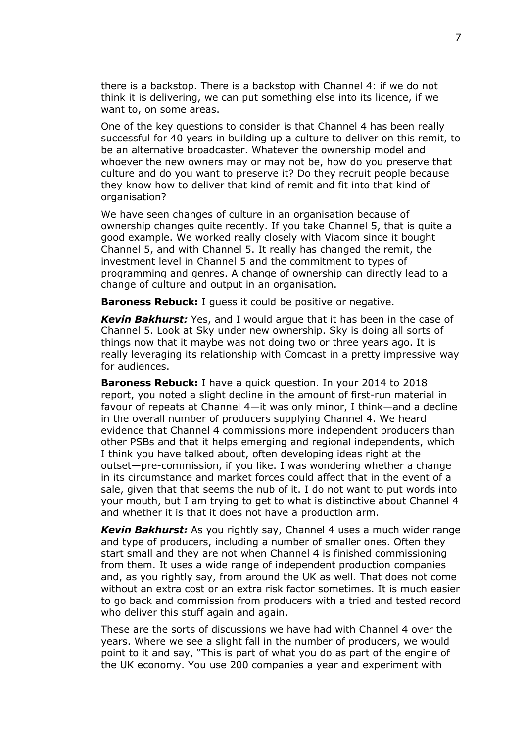there is a backstop. There is a backstop with Channel 4: if we do not think it is delivering, we can put something else into its licence, if we want to, on some areas.

One of the key questions to consider is that Channel 4 has been really successful for 40 years in building up a culture to deliver on this remit, to be an alternative broadcaster. Whatever the ownership model and whoever the new owners may or may not be, how do you preserve that culture and do you want to preserve it? Do they recruit people because they know how to deliver that kind of remit and fit into that kind of organisation?

We have seen changes of culture in an organisation because of ownership changes quite recently. If you take Channel 5, that is quite a good example. We worked really closely with Viacom since it bought Channel 5, and with Channel 5. It really has changed the remit, the investment level in Channel 5 and the commitment to types of programming and genres. A change of ownership can directly lead to a change of culture and output in an organisation.

**Baroness Rebuck:** I guess it could be positive or negative.

***Kevin Bakhurst:*** Yes, and I would argue that it has been in the case of Channel 5. Look at Sky under new ownership. Sky is doing all sorts of things now that it maybe was not doing two or three years ago. It is really leveraging its relationship with Comcast in a pretty impressive way for audiences.

**Baroness Rebuck:** I have a quick question. In your 2014 to 2018 report, you noted a slight decline in the amount of first-run material in favour of repeats at Channel 4—it was only minor, I think—and a decline in the overall number of producers supplying Channel 4. We heard evidence that Channel 4 commissions more independent producers than other PSBs and that it helps emerging and regional independents, which I think you have talked about, often developing ideas right at the outset—pre-commission, if you like. I was wondering whether a change in its circumstance and market forces could affect that in the event of a sale, given that that seems the nub of it. I do not want to put words into your mouth, but I am trying to get to what is distinctive about Channel 4 and whether it is that it does not have a production arm.

***Kevin Bakhurst:*** As you rightly say, Channel 4 uses a much wider range and type of producers, including a number of smaller ones. Often they start small and they are not when Channel 4 is finished commissioning from them. It uses a wide range of independent production companies and, as you rightly say, from around the UK as well. That does not come without an extra cost or an extra risk factor sometimes. It is much easier to go back and commission from producers with a tried and tested record who deliver this stuff again and again.

These are the sorts of discussions we have had with Channel 4 over the years. Where we see a slight fall in the number of producers, we would point to it and say, "This is part of what you do as part of the engine of the UK economy. You use 200 companies a year and experiment with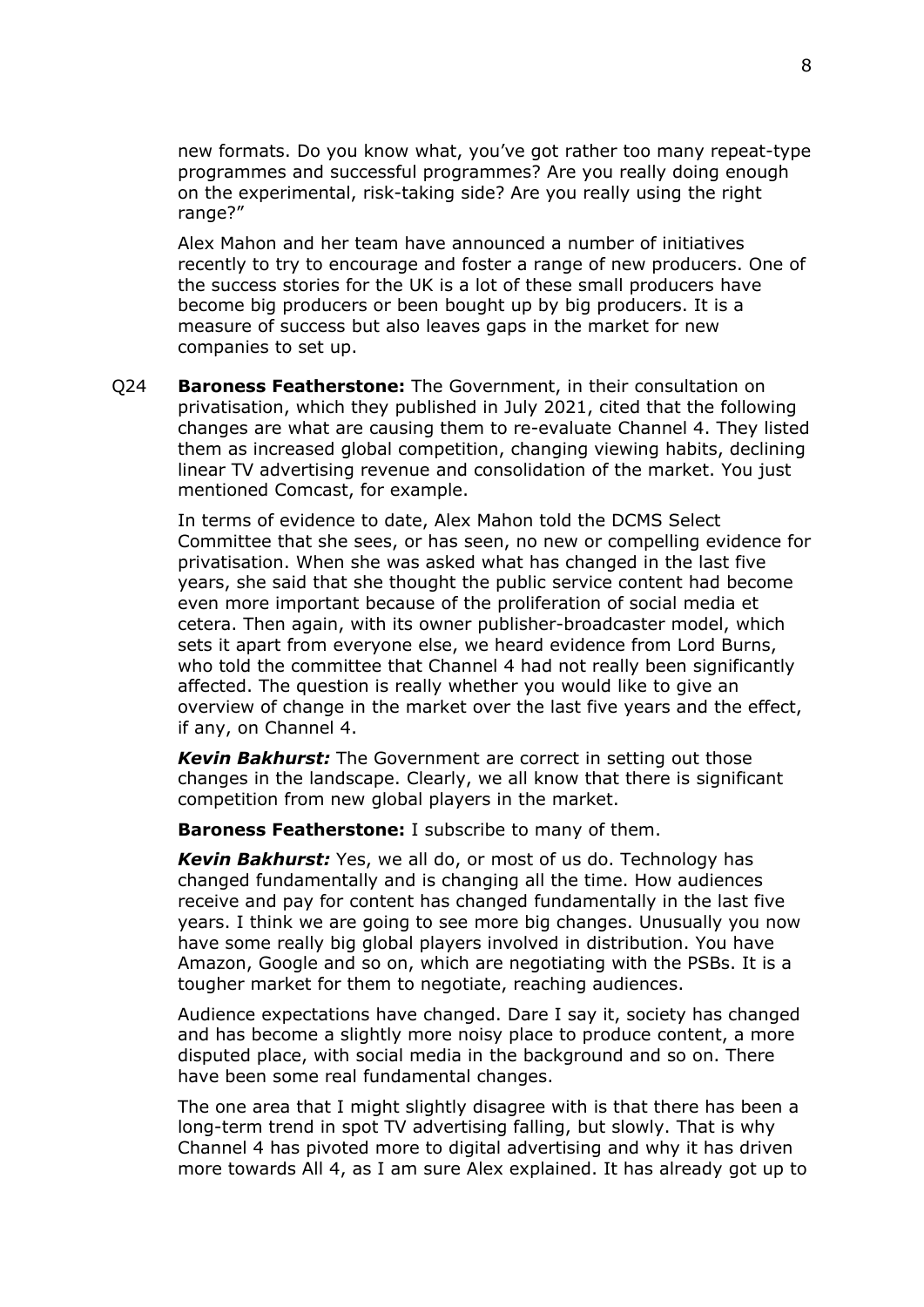new formats. Do you know what, you've got rather too many repeat-type programmes and successful programmes? Are you really doing enough on the experimental, risk-taking side? Are you really using the right range?"

Alex Mahon and her team have announced a number of initiatives recently to try to encourage and foster a range of new producers. One of the success stories for the UK is a lot of these small producers have become big producers or been bought up by big producers. It is a measure of success but also leaves gaps in the market for new companies to set up.

Q24 **Baroness Featherstone:** The Government, in their consultation on privatisation, which they published in July 2021, cited that the following changes are what are causing them to re-evaluate Channel 4. They listed them as increased global competition, changing viewing habits, declining linear TV advertising revenue and consolidation of the market. You just mentioned Comcast, for example.

In terms of evidence to date, Alex Mahon told the DCMS Select Committee that she sees, or has seen, no new or compelling evidence for privatisation. When she was asked what has changed in the last five years, she said that she thought the public service content had become even more important because of the proliferation of social media et cetera. Then again, with its owner publisher-broadcaster model, which sets it apart from everyone else, we heard evidence from Lord Burns, who told the committee that Channel 4 had not really been significantly affected. The question is really whether you would like to give an overview of change in the market over the last five years and the effect, if any, on Channel 4.

***Kevin Bakhurst:*** The Government are correct in setting out those changes in the landscape. Clearly, we all know that there is significant competition from new global players in the market.

**Baroness Featherstone:** I subscribe to many of them.

***Kevin Bakhurst:*** Yes, we all do, or most of us do. Technology has changed fundamentally and is changing all the time. How audiences receive and pay for content has changed fundamentally in the last five years. I think we are going to see more big changes. Unusually you now have some really big global players involved in distribution. You have Amazon, Google and so on, which are negotiating with the PSBs. It is a tougher market for them to negotiate, reaching audiences.

Audience expectations have changed. Dare I say it, society has changed and has become a slightly more noisy place to produce content, a more disputed place, with social media in the background and so on. There have been some real fundamental changes.

The one area that I might slightly disagree with is that there has been a long-term trend in spot TV advertising falling, but slowly. That is why Channel 4 has pivoted more to digital advertising and why it has driven more towards All 4, as I am sure Alex explained. It has already got up to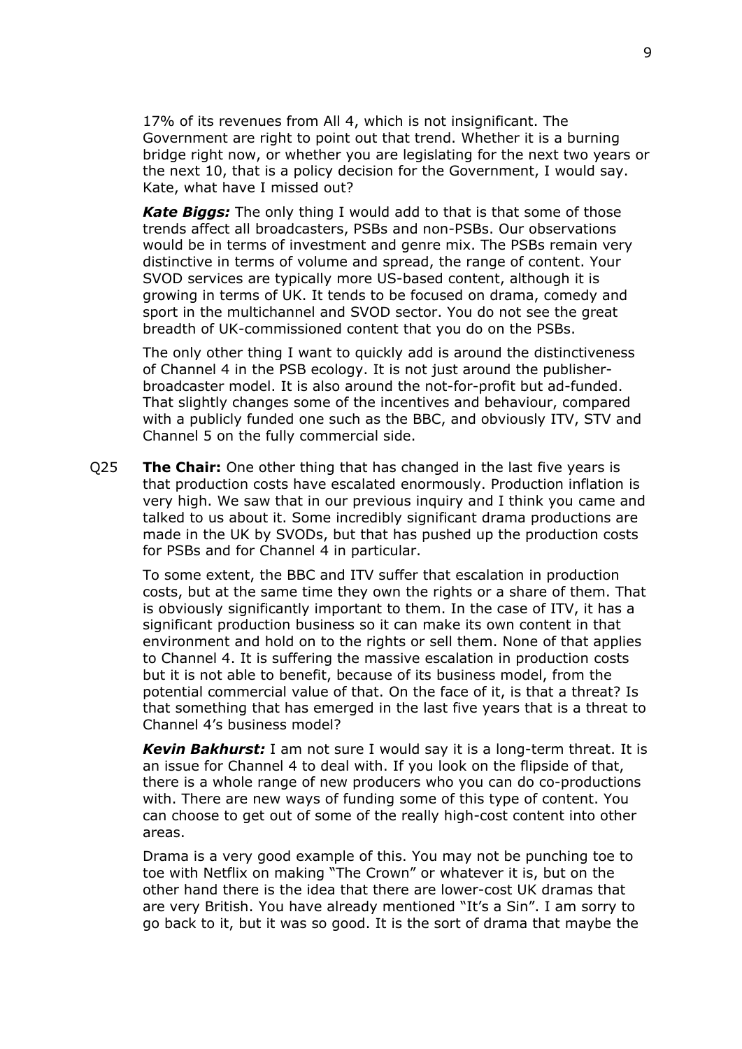17% of its revenues from All 4, which is not insignificant. The Government are right to point out that trend. Whether it is a burning bridge right now, or whether you are legislating for the next two years or the next 10, that is a policy decision for the Government, I would say. Kate, what have I missed out?

***Kate Biggs:*** The only thing I would add to that is that some of those trends affect all broadcasters, PSBs and non-PSBs. Our observations would be in terms of investment and genre mix. The PSBs remain very distinctive in terms of volume and spread, the range of content. Your SVOD services are typically more US-based content, although it is growing in terms of UK. It tends to be focused on drama, comedy and sport in the multichannel and SVOD sector. You do not see the great breadth of UK-commissioned content that you do on the PSBs.

The only other thing I want to quickly add is around the distinctiveness of Channel 4 in the PSB ecology. It is not just around the publisher-broadcaster model. It is also around the not-for-profit but ad-funded. That slightly changes some of the incentives and behaviour, compared with a publicly funded one such as the BBC, and obviously ITV, STV and Channel 5 on the fully commercial side.

Q25 **The Chair:** One other thing that has changed in the last five years is that production costs have escalated enormously. Production inflation is very high. We saw that in our previous inquiry and I think you came and talked to us about it. Some incredibly significant drama productions are made in the UK by SVODs, but that has pushed up the production costs for PSBs and for Channel 4 in particular.

To some extent, the BBC and ITV suffer that escalation in production costs, but at the same time they own the rights or a share of them. That is obviously significantly important to them. In the case of ITV, it has a significant production business so it can make its own content in that environment and hold on to the rights or sell them. None of that applies to Channel 4. It is suffering the massive escalation in production costs but it is not able to benefit, because of its business model, from the potential commercial value of that. On the face of it, is that a threat? Is that something that has emerged in the last five years that is a threat to Channel 4's business model?

***Kevin Bakhurst:*** I am not sure I would say it is a long-term threat. It is an issue for Channel 4 to deal with. If you look on the flipside of that, there is a whole range of new producers who you can do co-productions with. There are new ways of funding some of this type of content. You can choose to get out of some of the really high-cost content into other areas.

Drama is a very good example of this. You may not be punching toe to toe with Netflix on making "The Crown" or whatever it is, but on the other hand there is the idea that there are lower-cost UK dramas that are very British. You have already mentioned "It's a Sin". I am sorry to go back to it, but it was so good. It is the sort of drama that maybe the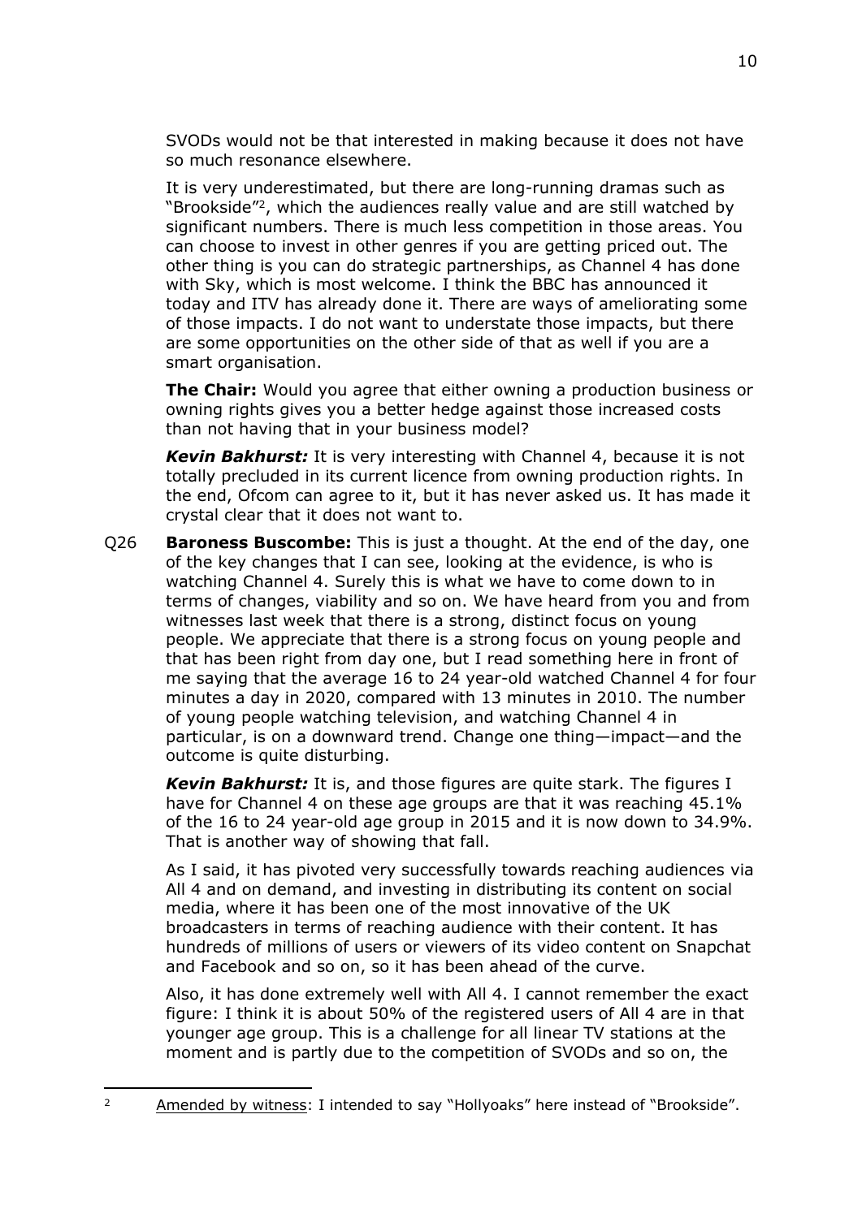SVODs would not be that interested in making because it does not have so much resonance elsewhere.

It is very underestimated, but there are long-running dramas such as "Brookside"[2], which the audiences really value and are still watched by significant numbers. There is much less competition in those areas. You can choose to invest in other genres if you are getting priced out. The other thing is you can do strategic partnerships, as Channel 4 has done with Sky, which is most welcome. I think the BBC has announced it today and ITV has already done it. There are ways of ameliorating some of those impacts. I do not want to understate those impacts, but there are some opportunities on the other side of that as well if you are a smart organisation.

**The Chair:** Would you agree that either owning a production business or owning rights gives you a better hedge against those increased costs than not having that in your business model?

***Kevin Bakhurst:*** It is very interesting with Channel 4, because it is not totally precluded in its current licence from owning production rights. In the end, Ofcom can agree to it, but it has never asked us. It has made it crystal clear that it does not want to.

Q26 **Baroness Buscombe:** This is just a thought. At the end of the day, one of the key changes that I can see, looking at the evidence, is who is watching Channel 4. Surely this is what we have to come down to in terms of changes, viability and so on. We have heard from you and from witnesses last week that there is a strong, distinct focus on young people. We appreciate that there is a strong focus on young people and that has been right from day one, but I read something here in front of me saying that the average 16 to 24 year-old watched Channel 4 for four minutes a day in 2020, compared with 13 minutes in 2010. The number of young people watching television, and watching Channel 4 in particular, is on a downward trend. Change one thing—impact—and the outcome is quite disturbing.

***Kevin Bakhurst:*** It is, and those figures are quite stark. The figures I have for Channel 4 on these age groups are that it was reaching 45.1% of the 16 to 24 year-old age group in 2015 and it is now down to 34.9%. That is another way of showing that fall.

As I said, it has pivoted very successfully towards reaching audiences via All 4 and on demand, and investing in distributing its content on social media, where it has been one of the most innovative of the UK broadcasters in terms of reaching audience with their content. It has hundreds of millions of users or viewers of its video content on Snapchat and Facebook and so on, so it has been ahead of the curve.

Also, it has done extremely well with All 4. I cannot remember the exact figure: I think it is about 50% of the registered users of All 4 are in that younger age group. This is a challenge for all linear TV stations at the moment and is partly due to the competition of SVODs and so on, the

---

[2] Amended by witness: I intended to say "Hollyoaks" here instead of "Brookside".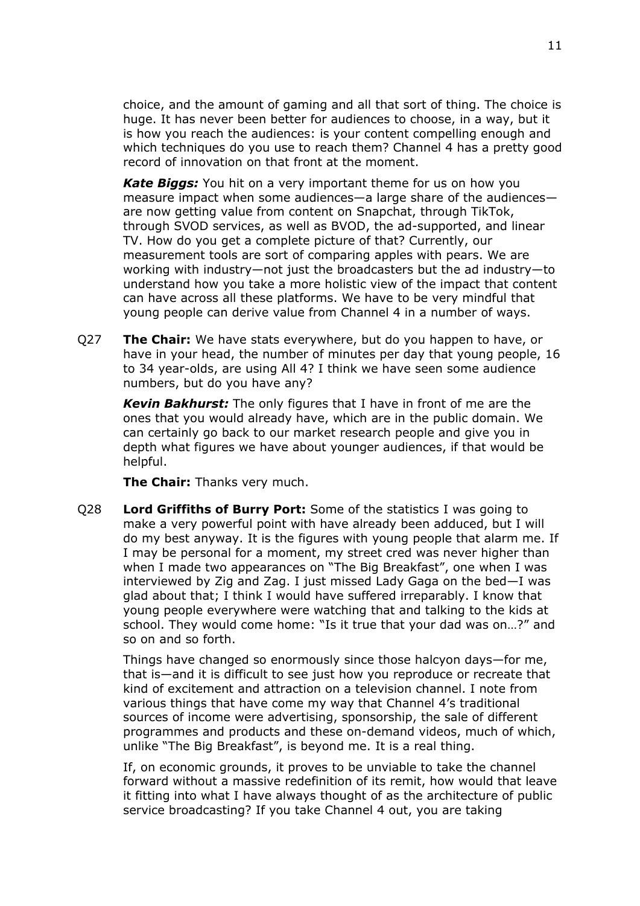choice, and the amount of gaming and all that sort of thing. The choice is huge. It has never been better for audiences to choose, in a way, but it is how you reach the audiences: is your content compelling enough and which techniques do you use to reach them? Channel 4 has a pretty good record of innovation on that front at the moment.

***Kate Biggs:*** You hit on a very important theme for us on how you measure impact when some audiences—a large share of the audiences—are now getting value from content on Snapchat, through TikTok, through SVOD services, as well as BVOD, the ad-supported, and linear TV. How do you get a complete picture of that? Currently, our measurement tools are sort of comparing apples with pears. We are working with industry—not just the broadcasters but the ad industry—to understand how you take a more holistic view of the impact that content can have across all these platforms. We have to be very mindful that young people can derive value from Channel 4 in a number of ways.

Q27 **The Chair:** We have stats everywhere, but do you happen to have, or have in your head, the number of minutes per day that young people, 16 to 34 year-olds, are using All 4? I think we have seen some audience numbers, but do you have any?

***Kevin Bakhurst:*** The only figures that I have in front of me are the ones that you would already have, which are in the public domain. We can certainly go back to our market research people and give you in depth what figures we have about younger audiences, if that would be helpful.

**The Chair:** Thanks very much.

Q28 **Lord Griffiths of Burry Port:** Some of the statistics I was going to make a very powerful point with have already been adduced, but I will do my best anyway. It is the figures with young people that alarm me. If I may be personal for a moment, my street cred was never higher than when I made two appearances on "The Big Breakfast", one when I was interviewed by Zig and Zag. I just missed Lady Gaga on the bed—I was glad about that; I think I would have suffered irreparably. I know that young people everywhere were watching that and talking to the kids at school. They would come home: "Is it true that your dad was on…?" and so on and so forth.

Things have changed so enormously since those halcyon days—for me, that is—and it is difficult to see just how you reproduce or recreate that kind of excitement and attraction on a television channel. I note from various things that have come my way that Channel 4's traditional sources of income were advertising, sponsorship, the sale of different programmes and products and these on-demand videos, much of which, unlike "The Big Breakfast", is beyond me. It is a real thing.

If, on economic grounds, it proves to be unviable to take the channel forward without a massive redefinition of its remit, how would that leave it fitting into what I have always thought of as the architecture of public service broadcasting? If you take Channel 4 out, you are taking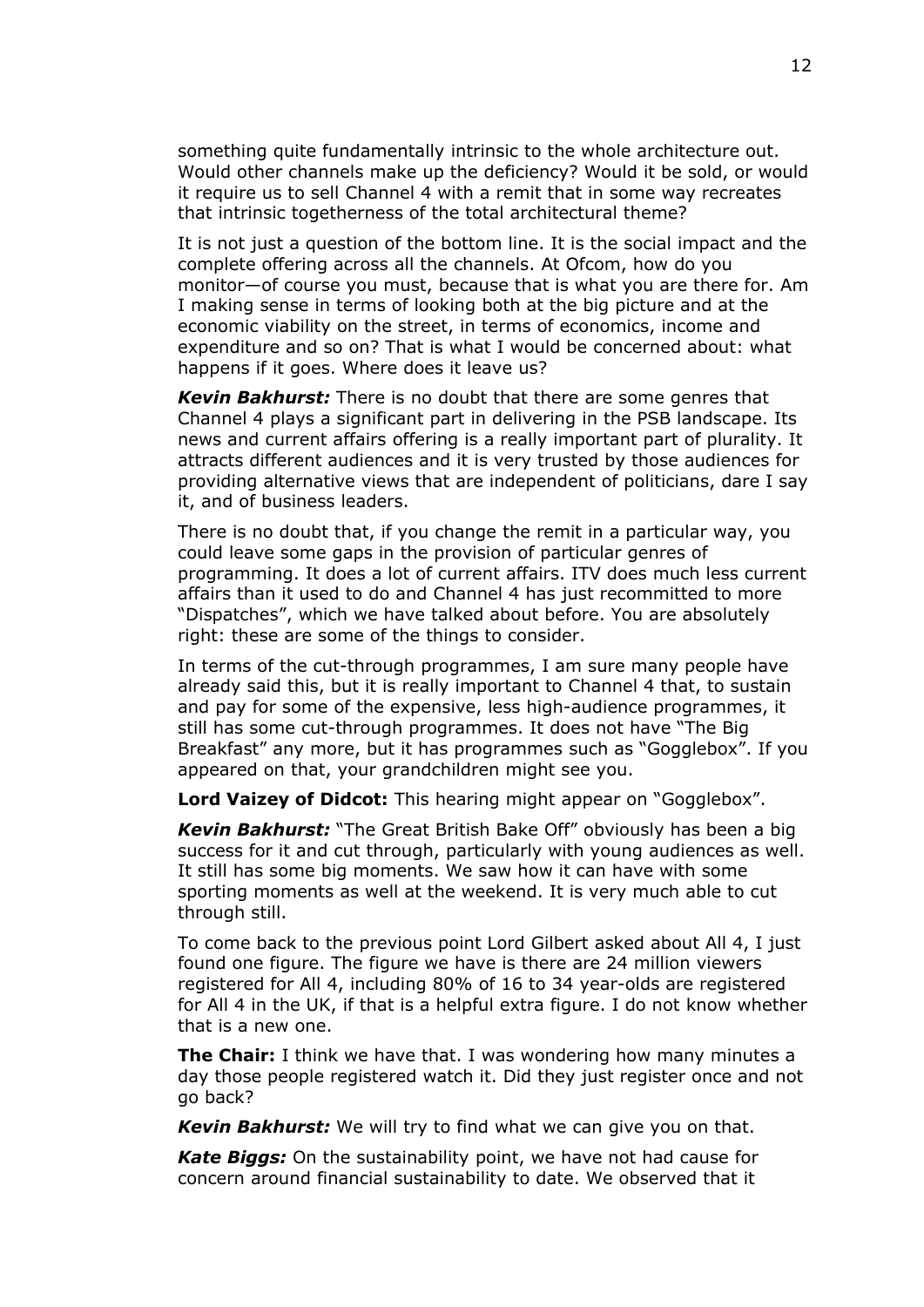something quite fundamentally intrinsic to the whole architecture out. Would other channels make up the deficiency? Would it be sold, or would it require us to sell Channel 4 with a remit that in some way recreates that intrinsic togetherness of the total architectural theme?

It is not just a question of the bottom line. It is the social impact and the complete offering across all the channels. At Ofcom, how do you monitor—of course you must, because that is what you are there for. Am I making sense in terms of looking both at the big picture and at the economic viability on the street, in terms of economics, income and expenditure and so on? That is what I would be concerned about: what happens if it goes. Where does it leave us?

***Kevin Bakhurst:*** There is no doubt that there are some genres that Channel 4 plays a significant part in delivering in the PSB landscape. Its news and current affairs offering is a really important part of plurality. It attracts different audiences and it is very trusted by those audiences for providing alternative views that are independent of politicians, dare I say it, and of business leaders.

There is no doubt that, if you change the remit in a particular way, you could leave some gaps in the provision of particular genres of programming. It does a lot of current affairs. ITV does much less current affairs than it used to do and Channel 4 has just recommitted to more "Dispatches", which we have talked about before. You are absolutely right: these are some of the things to consider.

In terms of the cut-through programmes, I am sure many people have already said this, but it is really important to Channel 4 that, to sustain and pay for some of the expensive, less high-audience programmes, it still has some cut-through programmes. It does not have "The Big Breakfast" any more, but it has programmes such as "Gogglebox". If you appeared on that, your grandchildren might see you.

**Lord Vaizey of Didcot:** This hearing might appear on "Gogglebox".

***Kevin Bakhurst:*** "The Great British Bake Off" obviously has been a big success for it and cut through, particularly with young audiences as well. It still has some big moments. We saw how it can have with some sporting moments as well at the weekend. It is very much able to cut through still.

To come back to the previous point Lord Gilbert asked about All 4, I just found one figure. The figure we have is there are 24 million viewers registered for All 4, including 80% of 16 to 34 year-olds are registered for All 4 in the UK, if that is a helpful extra figure. I do not know whether that is a new one.

**The Chair:** I think we have that. I was wondering how many minutes a day those people registered watch it. Did they just register once and not go back?

***Kevin Bakhurst:*** We will try to find what we can give you on that.

***Kate Biggs:*** On the sustainability point, we have not had cause for concern around financial sustainability to date. We observed that it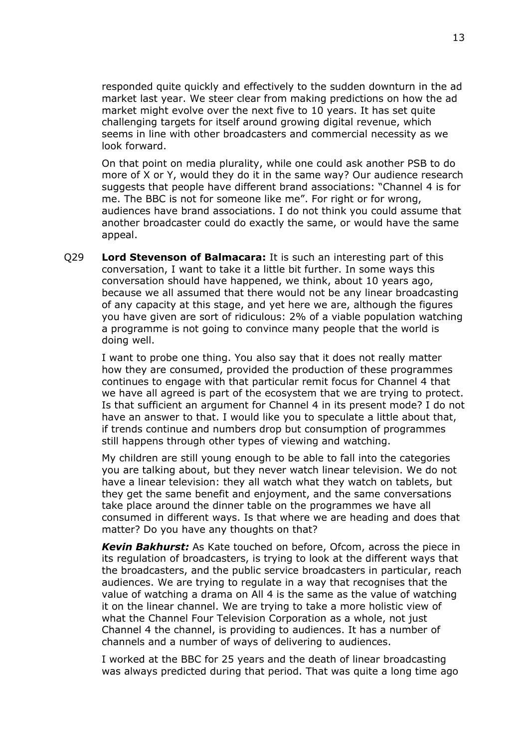responded quite quickly and effectively to the sudden downturn in the ad market last year. We steer clear from making predictions on how the ad market might evolve over the next five to 10 years. It has set quite challenging targets for itself around growing digital revenue, which seems in line with other broadcasters and commercial necessity as we look forward.

On that point on media plurality, while one could ask another PSB to do more of X or Y, would they do it in the same way? Our audience research suggests that people have different brand associations: "Channel 4 is for me. The BBC is not for someone like me". For right or for wrong, audiences have brand associations. I do not think you could assume that another broadcaster could do exactly the same, or would have the same appeal.

Q29 **Lord Stevenson of Balmacara:** It is such an interesting part of this conversation, I want to take it a little bit further. In some ways this conversation should have happened, we think, about 10 years ago, because we all assumed that there would not be any linear broadcasting of any capacity at this stage, and yet here we are, although the figures you have given are sort of ridiculous: 2% of a viable population watching a programme is not going to convince many people that the world is doing well.

I want to probe one thing. You also say that it does not really matter how they are consumed, provided the production of these programmes continues to engage with that particular remit focus for Channel 4 that we have all agreed is part of the ecosystem that we are trying to protect. Is that sufficient an argument for Channel 4 in its present mode? I do not have an answer to that. I would like you to speculate a little about that, if trends continue and numbers drop but consumption of programmes still happens through other types of viewing and watching.

My children are still young enough to be able to fall into the categories you are talking about, but they never watch linear television. We do not have a linear television: they all watch what they watch on tablets, but they get the same benefit and enjoyment, and the same conversations take place around the dinner table on the programmes we have all consumed in different ways. Is that where we are heading and does that matter? Do you have any thoughts on that?

***Kevin Bakhurst:*** As Kate touched on before, Ofcom, across the piece in its regulation of broadcasters, is trying to look at the different ways that the broadcasters, and the public service broadcasters in particular, reach audiences. We are trying to regulate in a way that recognises that the value of watching a drama on All 4 is the same as the value of watching it on the linear channel. We are trying to take a more holistic view of what the Channel Four Television Corporation as a whole, not just Channel 4 the channel, is providing to audiences. It has a number of channels and a number of ways of delivering to audiences.

I worked at the BBC for 25 years and the death of linear broadcasting was always predicted during that period. That was quite a long time ago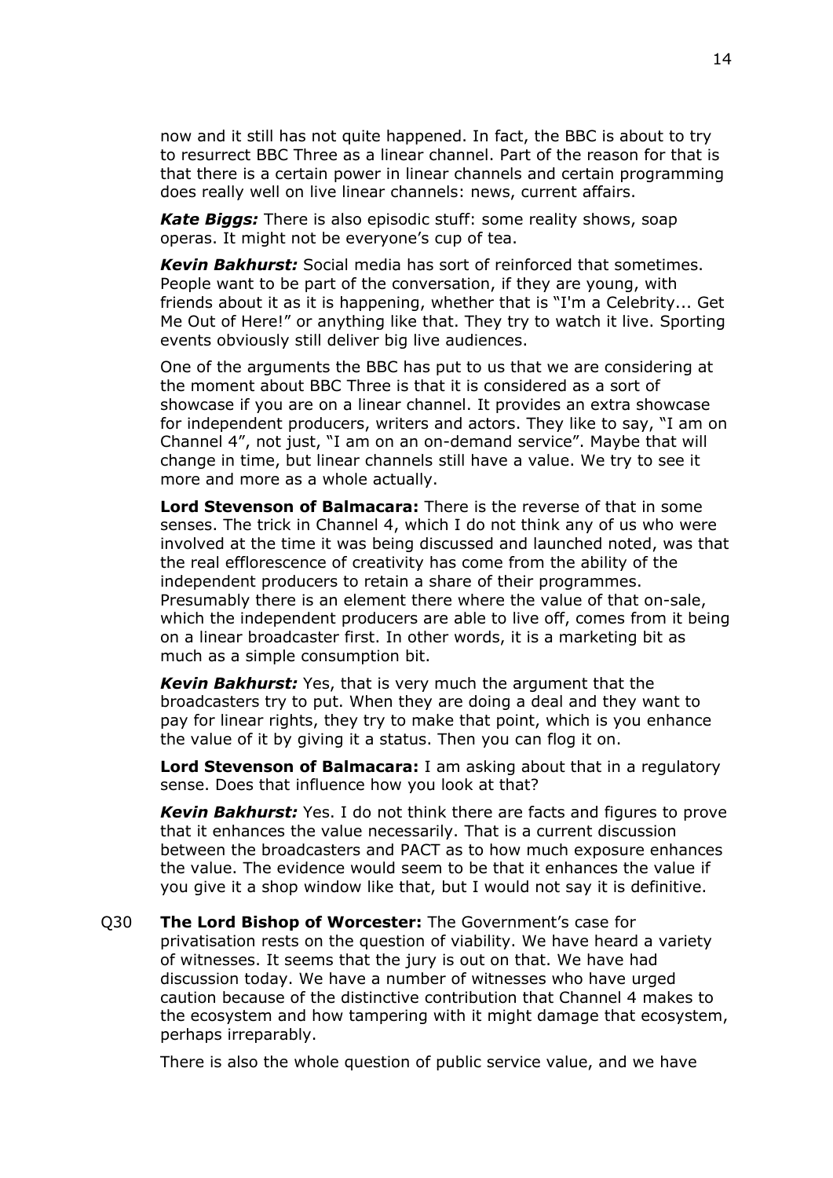now and it still has not quite happened. In fact, the BBC is about to try to resurrect BBC Three as a linear channel. Part of the reason for that is that there is a certain power in linear channels and certain programming does really well on live linear channels: news, current affairs.

***Kate Biggs:*** There is also episodic stuff: some reality shows, soap operas. It might not be everyone's cup of tea.

***Kevin Bakhurst:*** Social media has sort of reinforced that sometimes. People want to be part of the conversation, if they are young, with friends about it as it is happening, whether that is "I'm a Celebrity... Get Me Out of Here!" or anything like that. They try to watch it live. Sporting events obviously still deliver big live audiences.

One of the arguments the BBC has put to us that we are considering at the moment about BBC Three is that it is considered as a sort of showcase if you are on a linear channel. It provides an extra showcase for independent producers, writers and actors. They like to say, "I am on Channel 4", not just, "I am on an on-demand service". Maybe that will change in time, but linear channels still have a value. We try to see it more and more as a whole actually.

**Lord Stevenson of Balmacara:** There is the reverse of that in some senses. The trick in Channel 4, which I do not think any of us who were involved at the time it was being discussed and launched noted, was that the real efflorescence of creativity has come from the ability of the independent producers to retain a share of their programmes. Presumably there is an element there where the value of that on-sale, which the independent producers are able to live off, comes from it being on a linear broadcaster first. In other words, it is a marketing bit as much as a simple consumption bit.

***Kevin Bakhurst:*** Yes, that is very much the argument that the broadcasters try to put. When they are doing a deal and they want to pay for linear rights, they try to make that point, which is you enhance the value of it by giving it a status. Then you can flog it on.

**Lord Stevenson of Balmacara:** I am asking about that in a regulatory sense. Does that influence how you look at that?

***Kevin Bakhurst:*** Yes. I do not think there are facts and figures to prove that it enhances the value necessarily. That is a current discussion between the broadcasters and PACT as to how much exposure enhances the value. The evidence would seem to be that it enhances the value if you give it a shop window like that, but I would not say it is definitive.

Q30 **The Lord Bishop of Worcester:** The Government's case for privatisation rests on the question of viability. We have heard a variety of witnesses. It seems that the jury is out on that. We have had discussion today. We have a number of witnesses who have urged caution because of the distinctive contribution that Channel 4 makes to the ecosystem and how tampering with it might damage that ecosystem, perhaps irreparably.

There is also the whole question of public service value, and we have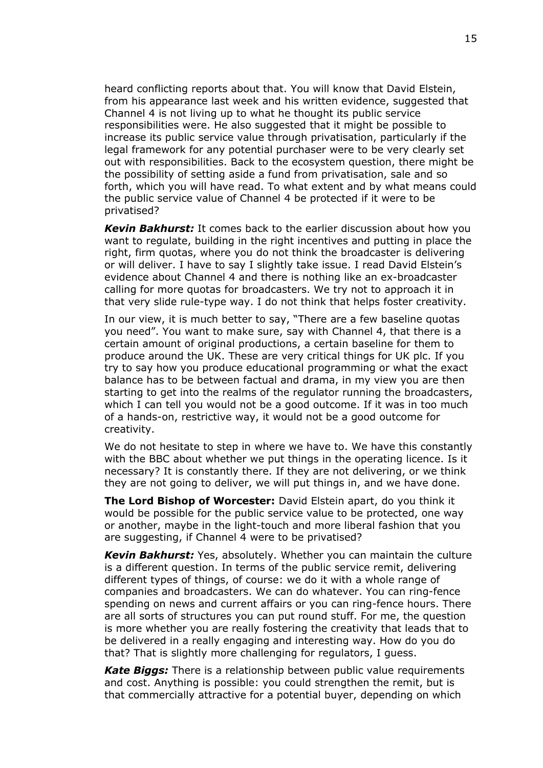heard conflicting reports about that. You will know that David Elstein, from his appearance last week and his written evidence, suggested that Channel 4 is not living up to what he thought its public service responsibilities were. He also suggested that it might be possible to increase its public service value through privatisation, particularly if the legal framework for any potential purchaser were to be very clearly set out with responsibilities. Back to the ecosystem question, there might be the possibility of setting aside a fund from privatisation, sale and so forth, which you will have read. To what extent and by what means could the public service value of Channel 4 be protected if it were to be privatised?

***Kevin Bakhurst:*** It comes back to the earlier discussion about how you want to regulate, building in the right incentives and putting in place the right, firm quotas, where you do not think the broadcaster is delivering or will deliver. I have to say I slightly take issue. I read David Elstein's evidence about Channel 4 and there is nothing like an ex-broadcaster calling for more quotas for broadcasters. We try not to approach it in that very slide rule-type way. I do not think that helps foster creativity.

In our view, it is much better to say, "There are a few baseline quotas you need". You want to make sure, say with Channel 4, that there is a certain amount of original productions, a certain baseline for them to produce around the UK. These are very critical things for UK plc. If you try to say how you produce educational programming or what the exact balance has to be between factual and drama, in my view you are then starting to get into the realms of the regulator running the broadcasters, which I can tell you would not be a good outcome. If it was in too much of a hands-on, restrictive way, it would not be a good outcome for creativity.

We do not hesitate to step in where we have to. We have this constantly with the BBC about whether we put things in the operating licence. Is it necessary? It is constantly there. If they are not delivering, or we think they are not going to deliver, we will put things in, and we have done.

**The Lord Bishop of Worcester:** David Elstein apart, do you think it would be possible for the public service value to be protected, one way or another, maybe in the light-touch and more liberal fashion that you are suggesting, if Channel 4 were to be privatised?

***Kevin Bakhurst:*** Yes, absolutely. Whether you can maintain the culture is a different question. In terms of the public service remit, delivering different types of things, of course: we do it with a whole range of companies and broadcasters. We can do whatever. You can ring-fence spending on news and current affairs or you can ring-fence hours. There are all sorts of structures you can put round stuff. For me, the question is more whether you are really fostering the creativity that leads that to be delivered in a really engaging and interesting way. How do you do that? That is slightly more challenging for regulators, I guess.

***Kate Biggs:*** There is a relationship between public value requirements and cost. Anything is possible: you could strengthen the remit, but is that commercially attractive for a potential buyer, depending on which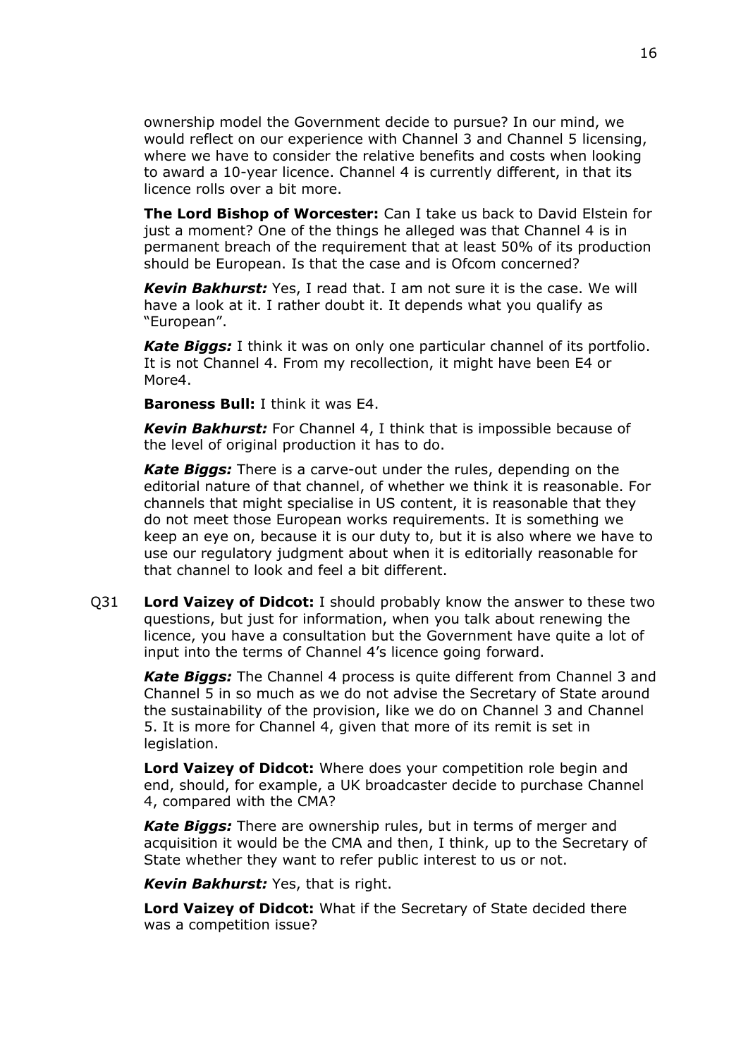ownership model the Government decide to pursue? In our mind, we would reflect on our experience with Channel 3 and Channel 5 licensing, where we have to consider the relative benefits and costs when looking to award a 10-year licence. Channel 4 is currently different, in that its licence rolls over a bit more.

**The Lord Bishop of Worcester:** Can I take us back to David Elstein for just a moment? One of the things he alleged was that Channel 4 is in permanent breach of the requirement that at least 50% of its production should be European. Is that the case and is Ofcom concerned?

***Kevin Bakhurst:*** Yes, I read that. I am not sure it is the case. We will have a look at it. I rather doubt it. It depends what you qualify as "European".

***Kate Biggs:*** I think it was on only one particular channel of its portfolio. It is not Channel 4. From my recollection, it might have been E4 or More4.

**Baroness Bull:** I think it was E4.

***Kevin Bakhurst:*** For Channel 4, I think that is impossible because of the level of original production it has to do.

***Kate Biggs:*** There is a carve-out under the rules, depending on the editorial nature of that channel, of whether we think it is reasonable. For channels that might specialise in US content, it is reasonable that they do not meet those European works requirements. It is something we keep an eye on, because it is our duty to, but it is also where we have to use our regulatory judgment about when it is editorially reasonable for that channel to look and feel a bit different.

Q31 **Lord Vaizey of Didcot:** I should probably know the answer to these two questions, but just for information, when you talk about renewing the licence, you have a consultation but the Government have quite a lot of input into the terms of Channel 4's licence going forward.

***Kate Biggs:*** The Channel 4 process is quite different from Channel 3 and Channel 5 in so much as we do not advise the Secretary of State around the sustainability of the provision, like we do on Channel 3 and Channel 5. It is more for Channel 4, given that more of its remit is set in legislation.

**Lord Vaizey of Didcot:** Where does your competition role begin and end, should, for example, a UK broadcaster decide to purchase Channel 4, compared with the CMA?

***Kate Biggs:*** There are ownership rules, but in terms of merger and acquisition it would be the CMA and then, I think, up to the Secretary of State whether they want to refer public interest to us or not.

***Kevin Bakhurst:*** Yes, that is right.

**Lord Vaizey of Didcot:** What if the Secretary of State decided there was a competition issue?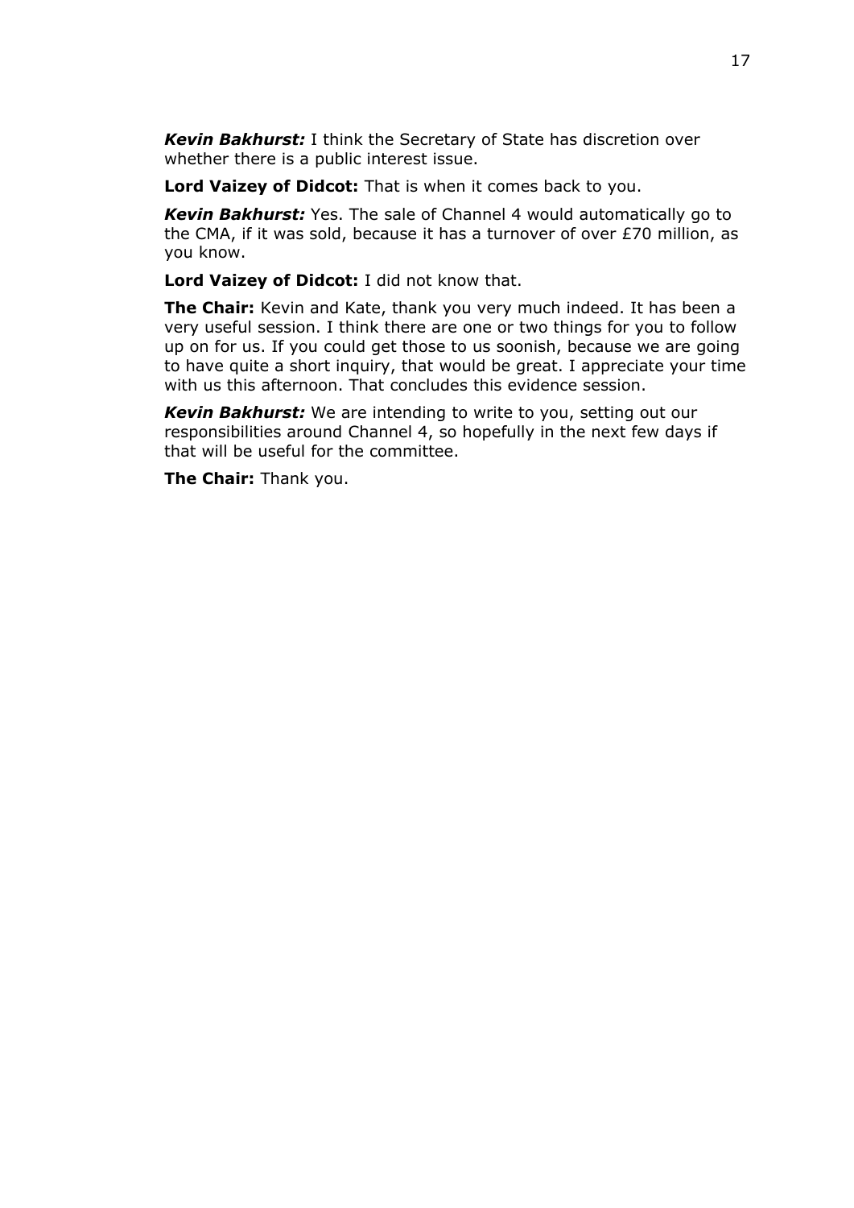***Kevin Bakhurst:*** I think the Secretary of State has discretion over whether there is a public interest issue.

**Lord Vaizey of Didcot:** That is when it comes back to you.

***Kevin Bakhurst:*** Yes. The sale of Channel 4 would automatically go to the CMA, if it was sold, because it has a turnover of over £70 million, as you know.

**Lord Vaizey of Didcot:** I did not know that.

**The Chair:** Kevin and Kate, thank you very much indeed. It has been a very useful session. I think there are one or two things for you to follow up on for us. If you could get those to us soonish, because we are going to have quite a short inquiry, that would be great. I appreciate your time with us this afternoon. That concludes this evidence session.

***Kevin Bakhurst:*** We are intending to write to you, setting out our responsibilities around Channel 4, so hopefully in the next few days if that will be useful for the committee.

**The Chair:** Thank you.